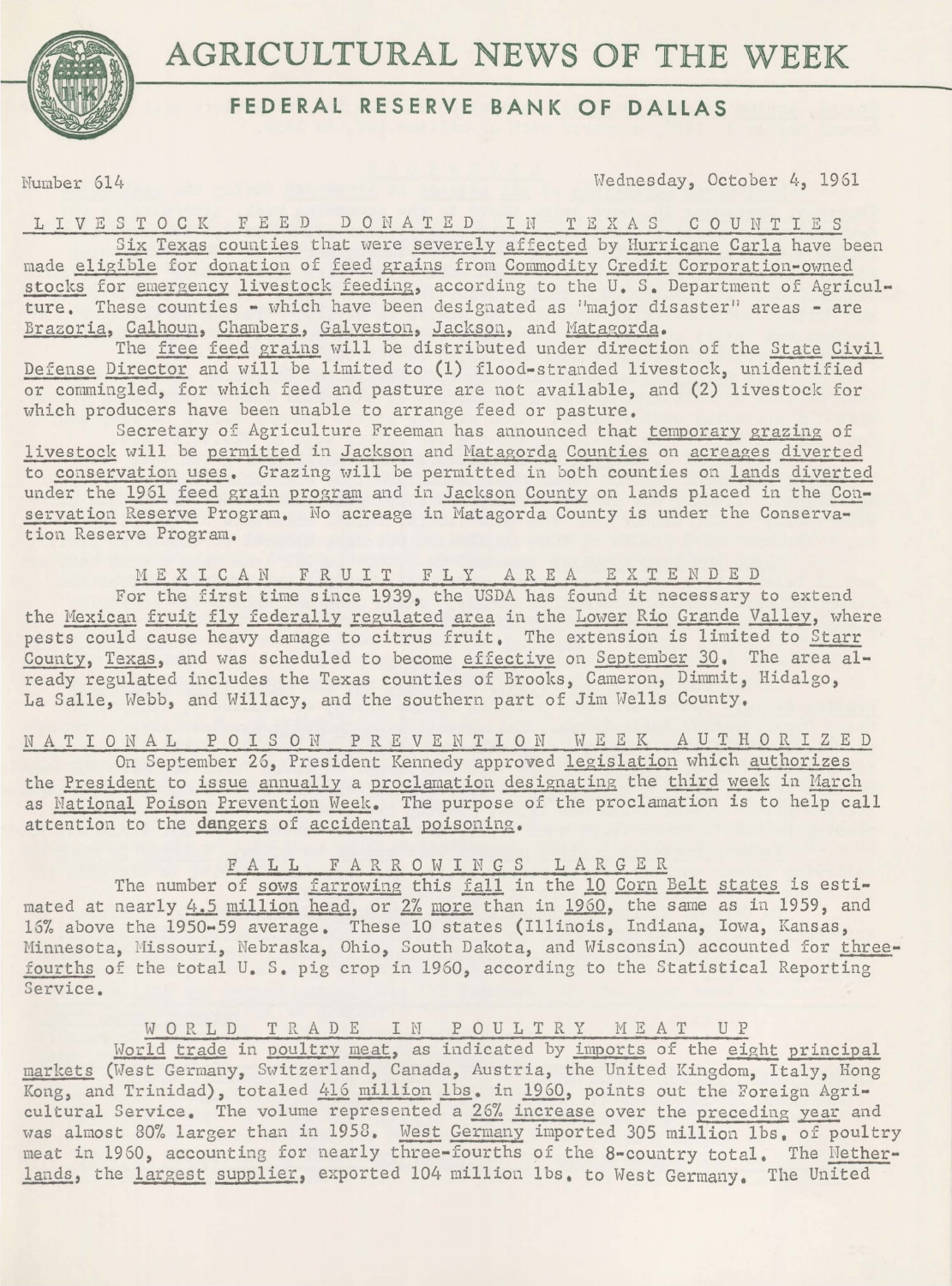# AGRICULTURAL NEWS OF THE WEEK

## FEDERAL RESERVE BANK OF DALLAS

Number 614 — Wednesday, October 4, 1961

### LIVESTOCK FEED DONATED IN TEXAS COUNTIES

Six Texas counties that were severely affected by Hurricane Carla have been made eligible for donation of feed grains from Commodity Credit Corporation-owned stocks for emergency livestock feeding, according to the U. S. Department of Agriculture. These counties - which have been designated as "major disaster" areas - are Brazoria, Calhoun, Chambers, Galveston, Jackson, and Matagorda.

The free feed grains will be distributed under direction of the State Civil Defense Director and will be limited to (1) flood-stranded livestock, unidentified or commingled, for which feed and pasture are not available, and (2) livestock for which producers have been unable to arrange feed or pasture.

Secretary of Agriculture Freeman has announced that temporary grazing of livestock will be permitted in Jackson and Matagorda Counties on acreages diverted to conservation uses. Grazing will be permitted in both counties on lands diverted under the 1961 feed grain program and in Jackson County on lands placed in the Conservation Reserve Program. No acreage in Matagorda County is under the Conservation Reserve Program.

### MEXICAN FRUIT FLY AREA EXTENDED

For the first time since 1939, the USDA has found it necessary to extend the Mexican fruit fly federally regulated area in the Lower Rio Grande Valley, where pests could cause heavy damage to citrus fruit. The extension is limited to Starr County, Texas, and was scheduled to become effective on September 30. The area already regulated includes the Texas counties of Brooks, Cameron, Dimmit, Hidalgo, La Salle, Webb, and Willacy, and the southern part of Jim Wells County.

### NATIONAL POISON PREVENTION WEEK AUTHORIZED

On September 26, President Kennedy approved legislation which authorizes the President to issue annually a proclamation designating the third week in March as National Poison Prevention Week. The purpose of the proclamation is to help call attention to the dangers of accidental poisoning.

### FALL FARROWINGS LARGER

The number of sows farrowing this fall in the 10 Corn Belt states is estimated at nearly 4.5 million head, or 2% more than in 1960, the same as in 1959, and 16% above the 1950-59 average. These 10 states (Illinois, Indiana, Iowa, Kansas, Minnesota, Missouri, Nebraska, Ohio, South Dakota, and Wisconsin) accounted for three-fourths of the total U. S. pig crop in 1960, according to the Statistical Reporting Service.

### WORLD TRADE IN POULTRY MEAT UP

World trade in poultry meat, as indicated by imports of the eight principal markets (West Germany, Switzerland, Canada, Austria, the United Kingdom, Italy, Hong Kong, and Trinidad), totaled 416 million lbs. in 1960, points out the Foreign Agricultural Service. The volume represented a 26% increase over the preceding year and was almost 80% larger than in 1958. West Germany imported 305 million lbs. of poultry meat in 1960, accounting for nearly three-fourths of the 8-country total. The Netherlands, the largest supplier, exported 104 million lbs. to West Germany. The United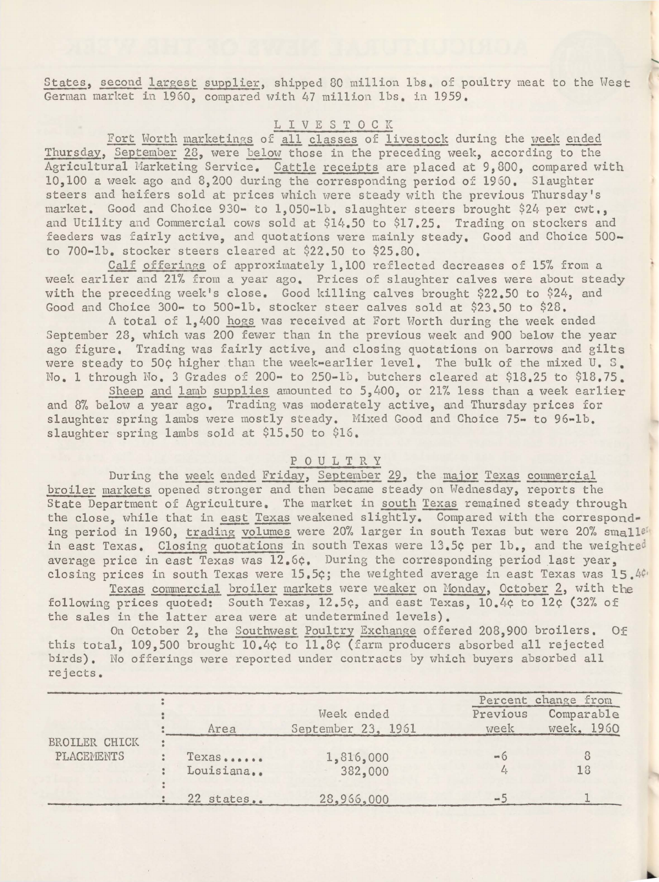States, second largest supplier, shipped 80 million lbs. of poultry meat to the West German market in 1960, compared with 47 million lbs. in 1959.

## LIVESTOCK

Fort Worth marketings of all classes of livestock during the week ended Thursday, September 28, were below those in the preceding week, according to the Agricultural Marketing Service. Cattle receipts are placed at 9,800, compared with 10,100 a week ago and 8,200 during the corresponding period of 1960. Slaughter steers and heifers sold at prices which were steady with the previous Thursday's market. Good and Choice 930- to 1,050-lb. slaughter steers brought $24 per cwt., and Utility and Commercial cows sold at $14.50 to $17.25. Trading on stockers and feeders was fairly active, and quotations were mainly steady. Good and Choice 500- to 700-lb. stocker steers cleared at $22.50 to $25.80.

Calf offerings of approximately 1,100 reflected decreases of 15% from a week earlier and 21% from a year ago. Prices of slaughter calves were about steady with the preceding week's close. Good killing calves brought $22.50 to $24, and Good and Choice 300- to 500-lb. stocker steer calves sold at $23.50 to $28.

A total of 1,400 hogs was received at Fort Worth during the week ended September 28, which was 200 fewer than in the previous week and 900 below the year ago figure. Trading was fairly active, and closing quotations on barrows and gilts were steady to 50¢ higher than the week-earlier level. The bulk of the mixed U. S. No. 1 through No. 3 Grades of 200- to 250-lb. butchers cleared at $18.25 to $18.75.

Sheep and lamb supplies amounted to 5,400, or 21% less than a week earlier and 8% below a year ago. Trading was moderately active, and Thursday prices for slaughter spring lambs were mostly steady. Mixed Good and Choice 75- to 96-lb. slaughter spring lambs sold at $15.50 to $16.

## POULTRY

During the week ended Friday, September 29, the major Texas commercial broiler markets opened stronger and then became steady on Wednesday, reports the State Department of Agriculture. The market in south Texas remained steady through the close, while that in east Texas weakened slightly. Compared with the corresponding period in 1960, trading volumes were 20% larger in south Texas but were 20% smaller in east Texas. Closing quotations in south Texas were 13.5¢ per lb., and the weighted average price in east Texas was 12.6¢. During the corresponding period last year, closing prices in south Texas were 15.5¢; the weighted average in east Texas was 15.4¢.

Texas commercial broiler markets were weaker on Monday, October 2, with the following prices quoted: South Texas, 12.5¢, and east Texas, 10.4¢ to 12¢ (32% of the sales in the latter area were at undetermined levels).

On October 2, the Southwest Poultry Exchange offered 208,900 broilers. Of this total, 109,500 brought 10.4¢ to 11.8¢ (farm producers absorbed all rejected birds). No offerings were reported under contracts by which buyers absorbed all rejects.

| | | | Percent change from | |
|---|---|---|---|---|
| | Area | Week ended September 23, 1961 | Previous week | Comparable week, 1960 |
| BROILER CHICK PLACEMENTS | Texas...... | 1,816,000 | -6 | 8 |
| | Louisiana.. | 382,000 | 4 | 18 |
| | 22 states.. | 28,966,000 | -5 | 1 |